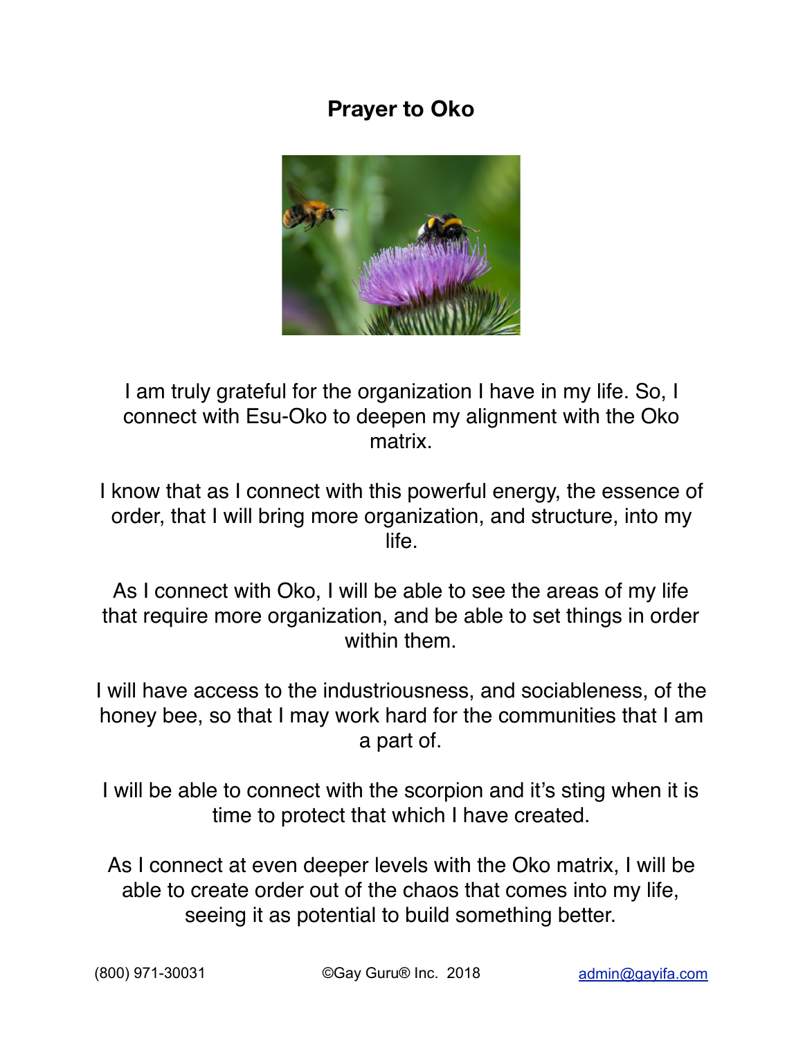# Prayer to Oko

I am truly grateful for the organization I have in my life. So, I connect with Esu-Oko to deepen my alignment with the Oko matrix.

I know that as I connect with this powerful energy, the essence of order, that I will bring more organization, and structure, into my life.

As I connect with Oko, I will be able to see the areas of my life that require more organization, and be able to set things in order within them.

I will have access to the industriousness, and sociableness, of the honey bee, so that I may work hard for the communities that I am a part of.

I will be able to connect with the scorpion and it's sting when it is time to protect that which I have created.

As I connect at even deeper levels with the Oko matrix, I will be able to create order out of the chaos that comes into my life, seeing it as potential to build something better.

(800) 971-30031 ©Gay Guru® Inc. 2018 admin@gayifa.com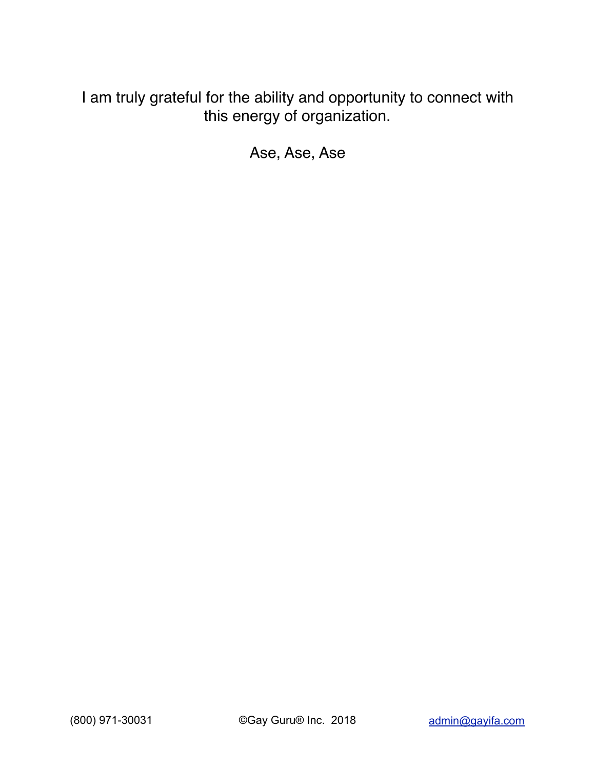I am truly grateful for the ability and opportunity to connect with this energy of organization.

Ase, Ase, Ase